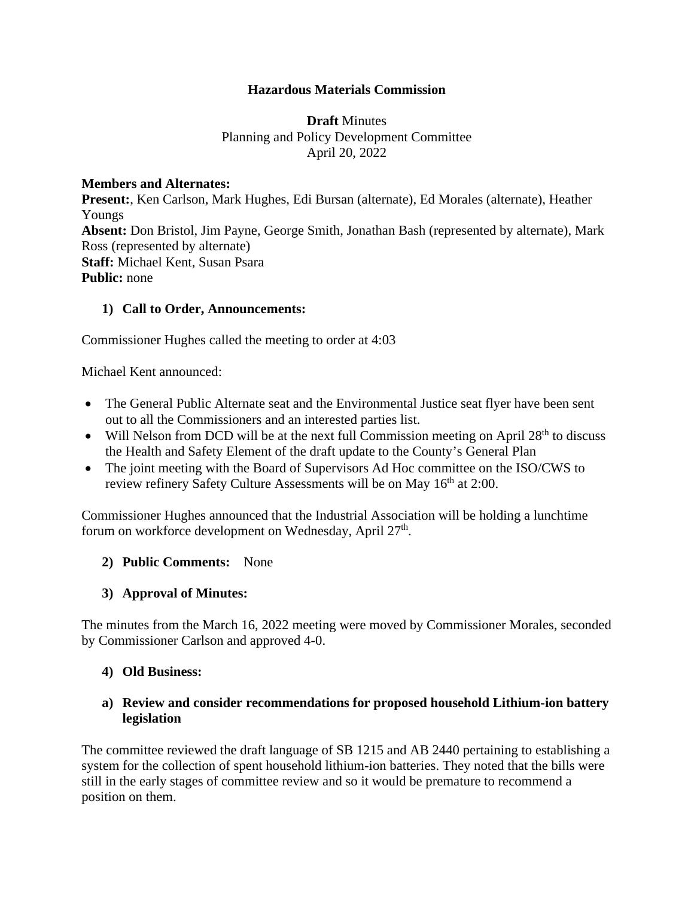**Hazardous Materials Commission**

**Draft** Minutes
Planning and Policy Development Committee
April 20, 2022

**Members and Alternates:**
**Present:**, Ken Carlson, Mark Hughes, Edi Bursan (alternate), Ed Morales (alternate), Heather Youngs
**Absent:** Don Bristol, Jim Payne, George Smith, Jonathan Bash (represented by alternate), Mark Ross (represented by alternate)
**Staff:** Michael Kent, Susan Psara
**Public:** none

1) **Call to Order, Announcements:**

Commissioner Hughes called the meeting to order at 4:03

Michael Kent announced:

- The General Public Alternate seat and the Environmental Justice seat flyer have been sent out to all the Commissioners and an interested parties list.
- Will Nelson from DCD will be at the next full Commission meeting on April 28th to discuss the Health and Safety Element of the draft update to the County's General Plan
- The joint meeting with the Board of Supervisors Ad Hoc committee on the ISO/CWS to review refinery Safety Culture Assessments will be on May 16th at 2:00.

Commissioner Hughes announced that the Industrial Association will be holding a lunchtime forum on workforce development on Wednesday, April 27th.

2) **Public Comments:** None

3) **Approval of Minutes:**

The minutes from the March 16, 2022 meeting were moved by Commissioner Morales, seconded by Commissioner Carlson and approved 4-0.

4) **Old Business:**

a) **Review and consider recommendations for proposed household Lithium-ion battery legislation**

The committee reviewed the draft language of SB 1215 and AB 2440 pertaining to establishing a system for the collection of spent household lithium-ion batteries. They noted that the bills were still in the early stages of committee review and so it would be premature to recommend a position on them.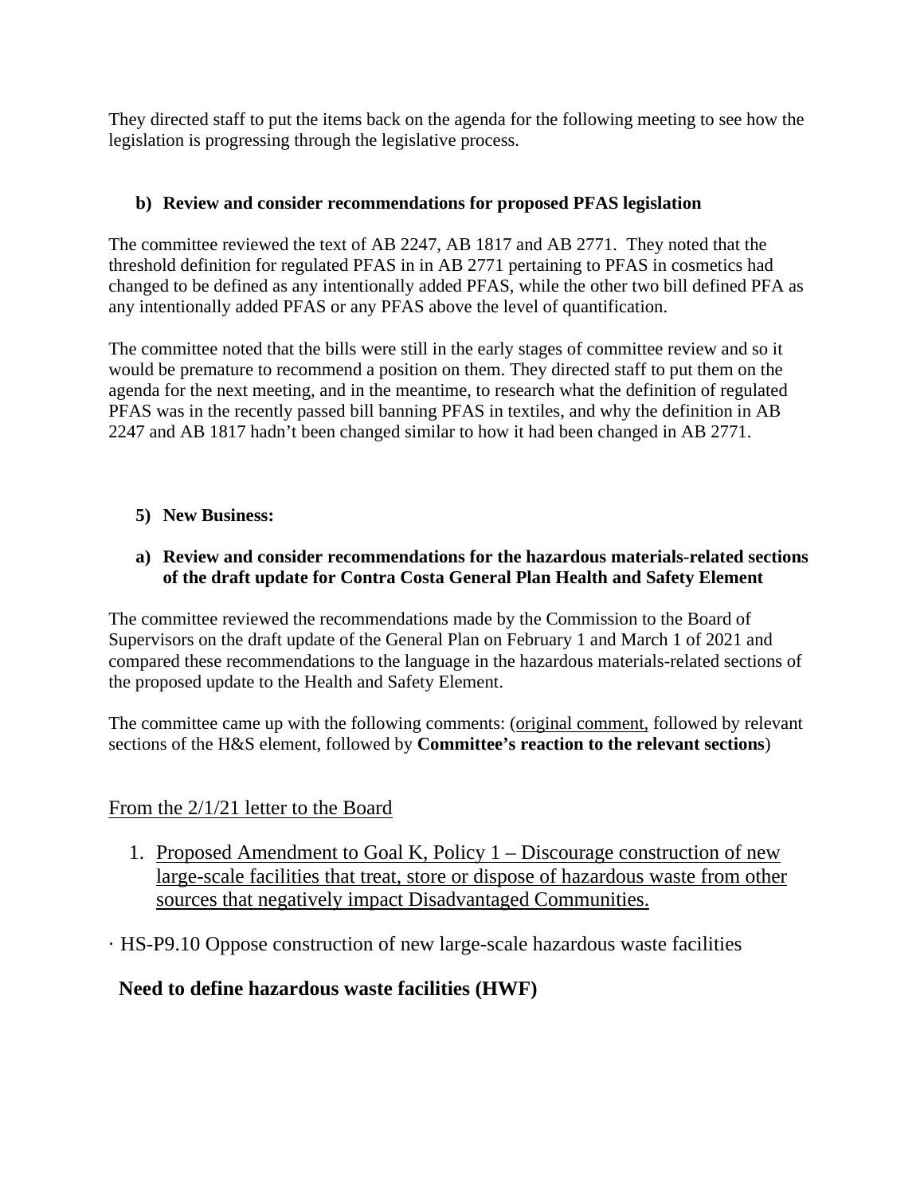They directed staff to put the items back on the agenda for the following meeting to see how the legislation is progressing through the legislative process.

**b) Review and consider recommendations for proposed PFAS legislation**

The committee reviewed the text of AB 2247, AB 1817 and AB 2771. They noted that the threshold definition for regulated PFAS in in AB 2771 pertaining to PFAS in cosmetics had changed to be defined as any intentionally added PFAS, while the other two bill defined PFA as any intentionally added PFAS or any PFAS above the level of quantification.

The committee noted that the bills were still in the early stages of committee review and so it would be premature to recommend a position on them. They directed staff to put them on the agenda for the next meeting, and in the meantime, to research what the definition of regulated PFAS was in the recently passed bill banning PFAS in textiles, and why the definition in AB 2247 and AB 1817 hadn't been changed similar to how it had been changed in AB 2771.

**5) New Business:**

**a) Review and consider recommendations for the hazardous materials-related sections of the draft update for Contra Costa General Plan Health and Safety Element**

The committee reviewed the recommendations made by the Commission to the Board of Supervisors on the draft update of the General Plan on February 1 and March 1 of 2021 and compared these recommendations to the language in the hazardous materials-related sections of the proposed update to the Health and Safety Element.

The committee came up with the following comments: (<u>original comment,</u> followed by relevant sections of the H&S element, followed by **Committee's reaction to the relevant sections**)

<u>From the 2/1/21 letter to the Board</u>

1. <u>Proposed Amendment to Goal K, Policy 1 – Discourage construction of new large-scale facilities that treat, store or dispose of hazardous waste from other sources that negatively impact Disadvantaged Communities.</u>

· HS-P9.10 Oppose construction of new large-scale hazardous waste facilities

**Need to define hazardous waste facilities (HWF)**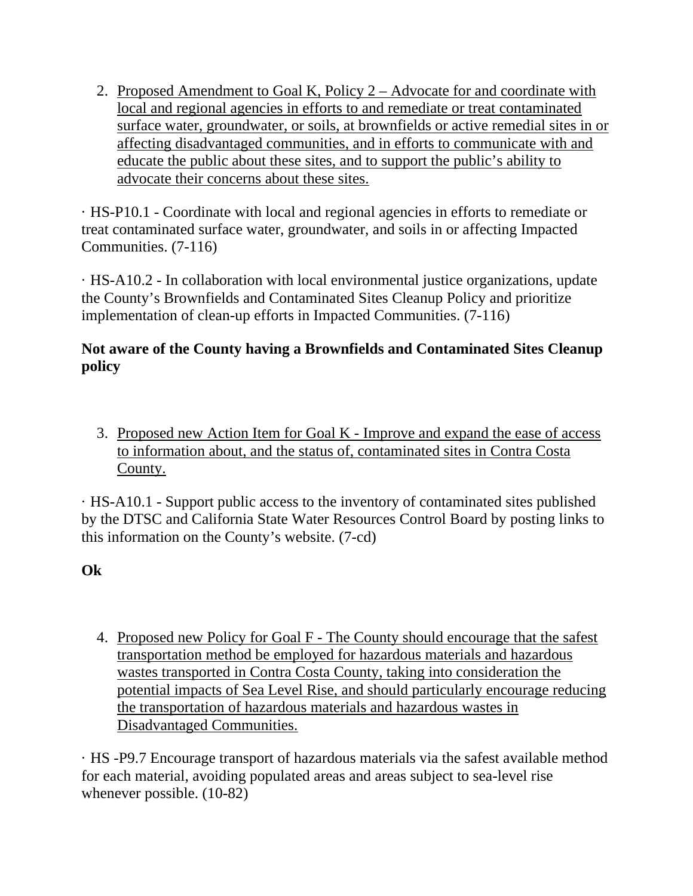2. <u>Proposed Amendment to Goal K, Policy 2 – Advocate for and coordinate with local and regional agencies in efforts to and remediate or treat contaminated surface water, groundwater, or soils, at brownfields or active remedial sites in or affecting disadvantaged communities, and in efforts to communicate with and educate the public about these sites, and to support the public's ability to advocate their concerns about these sites.</u>

· HS-P10.1 - Coordinate with local and regional agencies in efforts to remediate or treat contaminated surface water, groundwater, and soils in or affecting Impacted Communities. (7-116)

· HS-A10.2 - In collaboration with local environmental justice organizations, update the County's Brownfields and Contaminated Sites Cleanup Policy and prioritize implementation of clean-up efforts in Impacted Communities. (7-116)

**Not aware of the County having a Brownfields and Contaminated Sites Cleanup policy**

3. <u>Proposed new Action Item for Goal K - Improve and expand the ease of access to information about, and the status of, contaminated sites in Contra Costa County.</u>

· HS-A10.1 - Support public access to the inventory of contaminated sites published by the DTSC and California State Water Resources Control Board by posting links to this information on the County's website. (7-cd)

**Ok**

4. <u>Proposed new Policy for Goal F - The County should encourage that the safest transportation method be employed for hazardous materials and hazardous wastes transported in Contra Costa County, taking into consideration the potential impacts of Sea Level Rise, and should particularly encourage reducing the transportation of hazardous materials and hazardous wastes in Disadvantaged Communities.</u>

· HS -P9.7 Encourage transport of hazardous materials via the safest available method for each material, avoiding populated areas and areas subject to sea-level rise whenever possible. (10-82)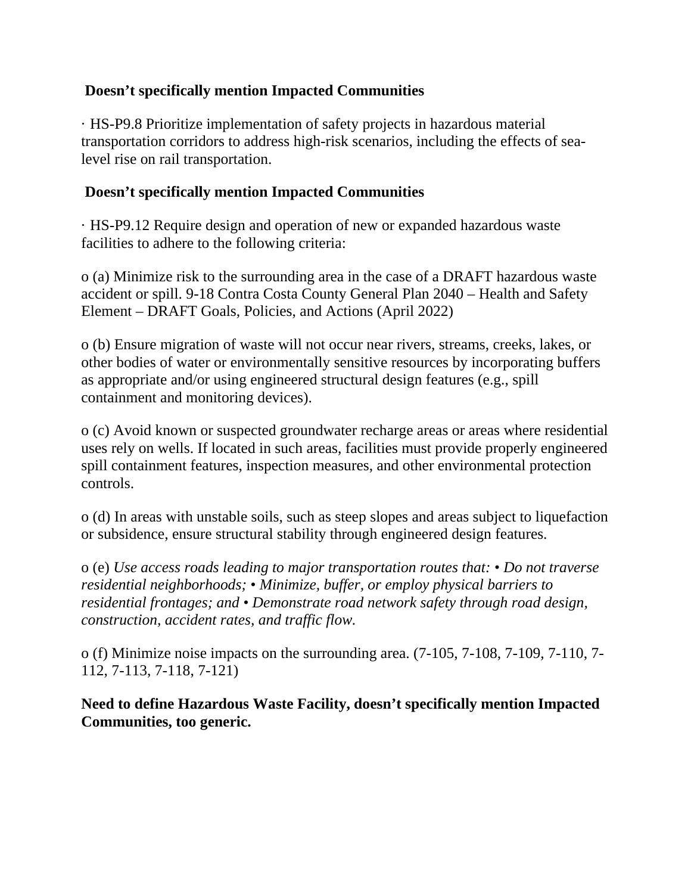**Doesn't specifically mention Impacted Communities**

· HS-P9.8 Prioritize implementation of safety projects in hazardous material transportation corridors to address high-risk scenarios, including the effects of sea-level rise on rail transportation.

**Doesn't specifically mention Impacted Communities**

· HS-P9.12 Require design and operation of new or expanded hazardous waste facilities to adhere to the following criteria:

o (a) Minimize risk to the surrounding area in the case of a DRAFT hazardous waste accident or spill. 9-18 Contra Costa County General Plan 2040 – Health and Safety Element – DRAFT Goals, Policies, and Actions (April 2022)

o (b) Ensure migration of waste will not occur near rivers, streams, creeks, lakes, or other bodies of water or environmentally sensitive resources by incorporating buffers as appropriate and/or using engineered structural design features (e.g., spill containment and monitoring devices).

o (c) Avoid known or suspected groundwater recharge areas or areas where residential uses rely on wells. If located in such areas, facilities must provide properly engineered spill containment features, inspection measures, and other environmental protection controls.

o (d) In areas with unstable soils, such as steep slopes and areas subject to liquefaction or subsidence, ensure structural stability through engineered design features.

o (e) *Use access roads leading to major transportation routes that: • Do not traverse residential neighborhoods; • Minimize, buffer, or employ physical barriers to residential frontages; and • Demonstrate road network safety through road design, construction, accident rates, and traffic flow.*

o (f) Minimize noise impacts on the surrounding area. (7-105, 7-108, 7-109, 7-110, 7-112, 7-113, 7-118, 7-121)

**Need to define Hazardous Waste Facility, doesn't specifically mention Impacted Communities, too generic.**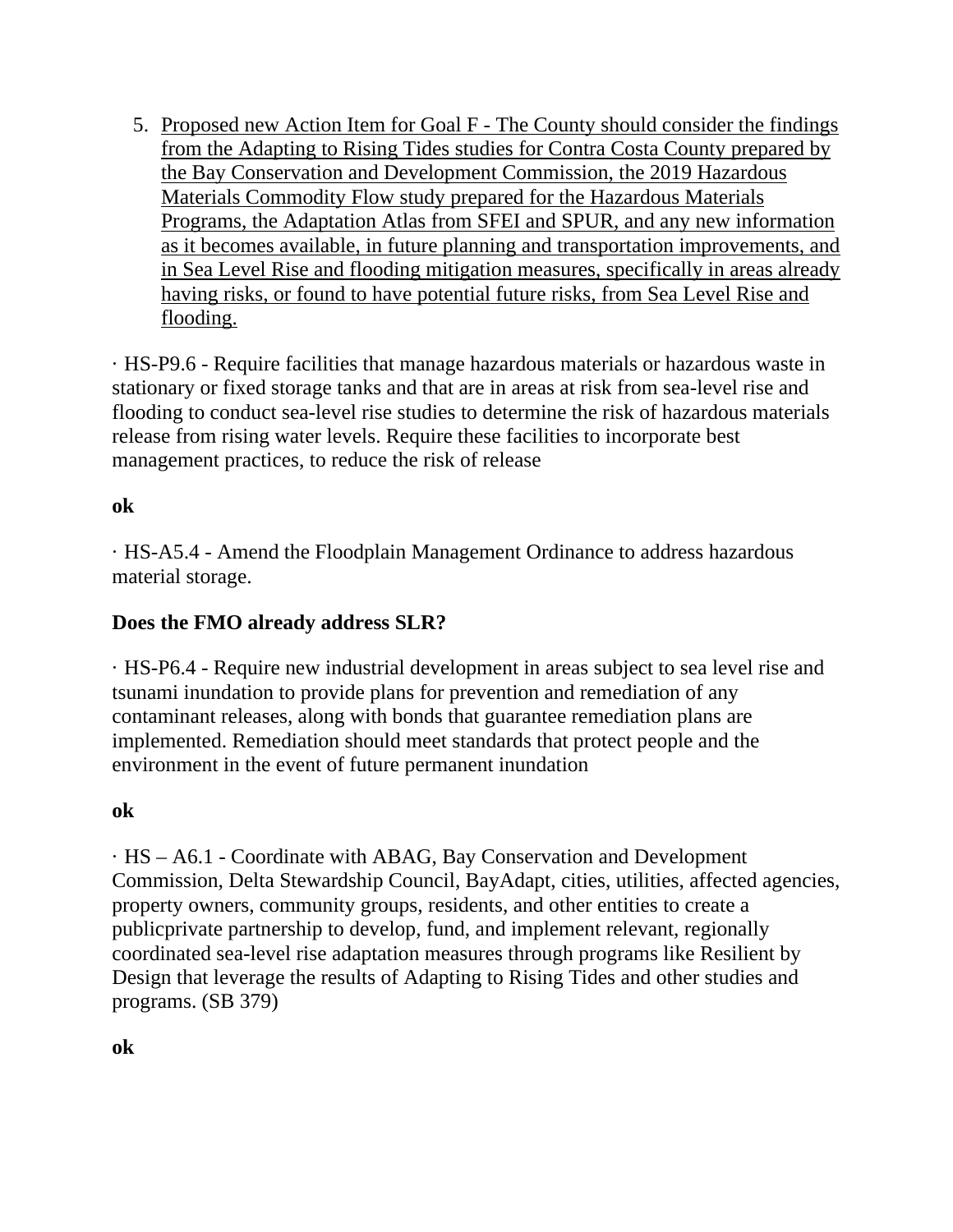5. <u>Proposed new Action Item for Goal F - The County should consider the findings from the Adapting to Rising Tides studies for Contra Costa County prepared by the Bay Conservation and Development Commission, the 2019 Hazardous Materials Commodity Flow study prepared for the Hazardous Materials Programs, the Adaptation Atlas from SFEI and SPUR, and any new information as it becomes available, in future planning and transportation improvements, and in Sea Level Rise and flooding mitigation measures, specifically in areas already having risks, or found to have potential future risks, from Sea Level Rise and flooding.</u>

· HS-P9.6 - Require facilities that manage hazardous materials or hazardous waste in stationary or fixed storage tanks and that are in areas at risk from sea-level rise and flooding to conduct sea-level rise studies to determine the risk of hazardous materials release from rising water levels. Require these facilities to incorporate best management practices, to reduce the risk of release

**ok**

· HS-A5.4 - Amend the Floodplain Management Ordinance to address hazardous material storage.

**Does the FMO already address SLR?**

· HS-P6.4 - Require new industrial development in areas subject to sea level rise and tsunami inundation to provide plans for prevention and remediation of any contaminant releases, along with bonds that guarantee remediation plans are implemented. Remediation should meet standards that protect people and the environment in the event of future permanent inundation

**ok**

· HS – A6.1 - Coordinate with ABAG, Bay Conservation and Development Commission, Delta Stewardship Council, BayAdapt, cities, utilities, affected agencies, property owners, community groups, residents, and other entities to create a publicprivate partnership to develop, fund, and implement relevant, regionally coordinated sea-level rise adaptation measures through programs like Resilient by Design that leverage the results of Adapting to Rising Tides and other studies and programs. (SB 379)

**ok**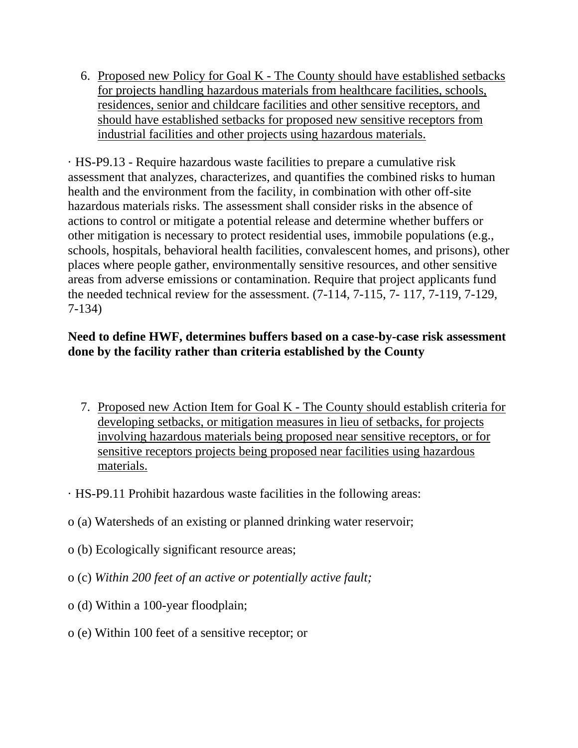6. <u>Proposed new Policy for Goal K - The County should have established setbacks for projects handling hazardous materials from healthcare facilities, schools, residences, senior and childcare facilities and other sensitive receptors, and should have established setbacks for proposed new sensitive receptors from industrial facilities and other projects using hazardous materials.</u>

· HS-P9.13 - Require hazardous waste facilities to prepare a cumulative risk assessment that analyzes, characterizes, and quantifies the combined risks to human health and the environment from the facility, in combination with other off-site hazardous materials risks. The assessment shall consider risks in the absence of actions to control or mitigate a potential release and determine whether buffers or other mitigation is necessary to protect residential uses, immobile populations (e.g., schools, hospitals, behavioral health facilities, convalescent homes, and prisons), other places where people gather, environmentally sensitive resources, and other sensitive areas from adverse emissions or contamination. Require that project applicants fund the needed technical review for the assessment. (7-114, 7-115, 7- 117, 7-119, 7-129, 7-134)

**Need to define HWF, determines buffers based on a case-by-case risk assessment done by the facility rather than criteria established by the County**

7. <u>Proposed new Action Item for Goal K - The County should establish criteria for developing setbacks, or mitigation measures in lieu of setbacks, for projects involving hazardous materials being proposed near sensitive receptors, or for sensitive receptors projects being proposed near facilities using hazardous materials.</u>

· HS-P9.11 Prohibit hazardous waste facilities in the following areas:

o (a) Watersheds of an existing or planned drinking water reservoir;

o (b) Ecologically significant resource areas;

o (c) *Within 200 feet of an active or potentially active fault;*

o (d) Within a 100-year floodplain;

o (e) Within 100 feet of a sensitive receptor; or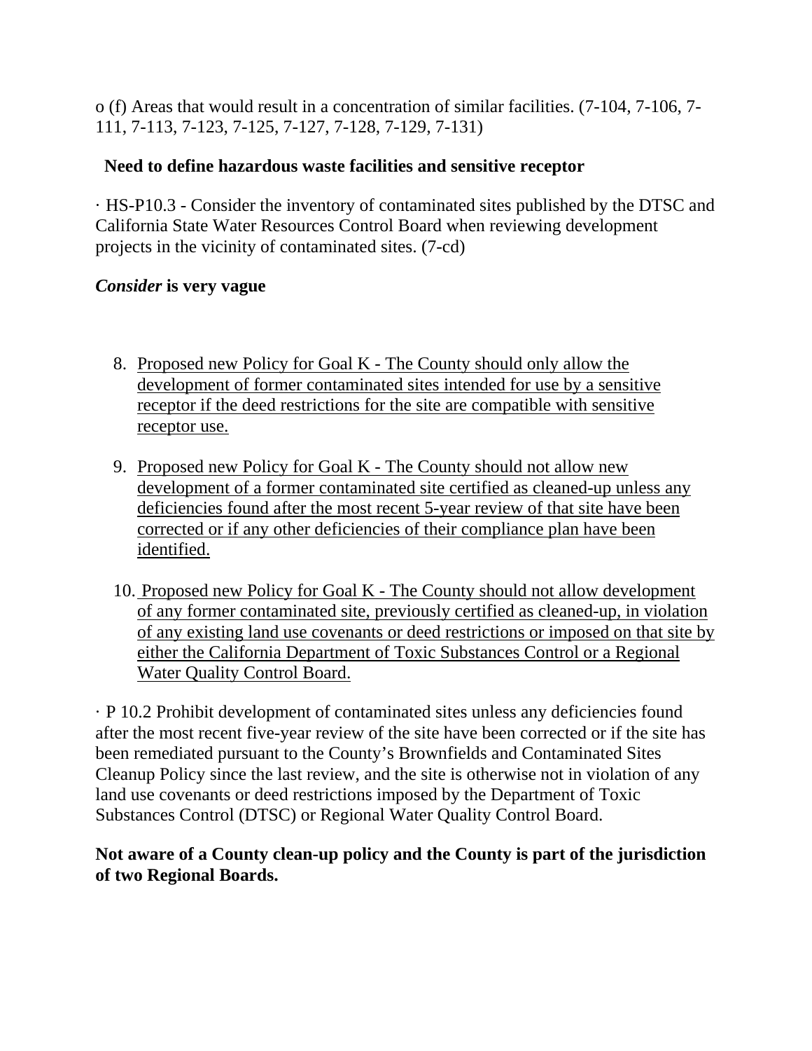o (f) Areas that would result in a concentration of similar facilities. (7-104, 7-106, 7-111, 7-113, 7-123, 7-125, 7-127, 7-128, 7-129, 7-131)

**Need to define hazardous waste facilities and sensitive receptor**

· HS-P10.3 - Consider the inventory of contaminated sites published by the DTSC and California State Water Resources Control Board when reviewing development projects in the vicinity of contaminated sites. (7-cd)

***Consider* is very vague**

8. <u>Proposed new Policy for Goal K - The County should only allow the development of former contaminated sites intended for use by a sensitive receptor if the deed restrictions for the site are compatible with sensitive receptor use.</u>

9. <u>Proposed new Policy for Goal K - The County should not allow new development of a former contaminated site certified as cleaned-up unless any deficiencies found after the most recent 5-year review of that site have been corrected or if any other deficiencies of their compliance plan have been identified.</u>

10. <u>Proposed new Policy for Goal K - The County should not allow development of any former contaminated site, previously certified as cleaned-up, in violation of any existing land use covenants or deed restrictions or imposed on that site by either the California Department of Toxic Substances Control or a Regional Water Quality Control Board.</u>

· P 10.2 Prohibit development of contaminated sites unless any deficiencies found after the most recent five-year review of the site have been corrected or if the site has been remediated pursuant to the County's Brownfields and Contaminated Sites Cleanup Policy since the last review, and the site is otherwise not in violation of any land use covenants or deed restrictions imposed by the Department of Toxic Substances Control (DTSC) or Regional Water Quality Control Board.

**Not aware of a County clean-up policy and the County is part of the jurisdiction of two Regional Boards.**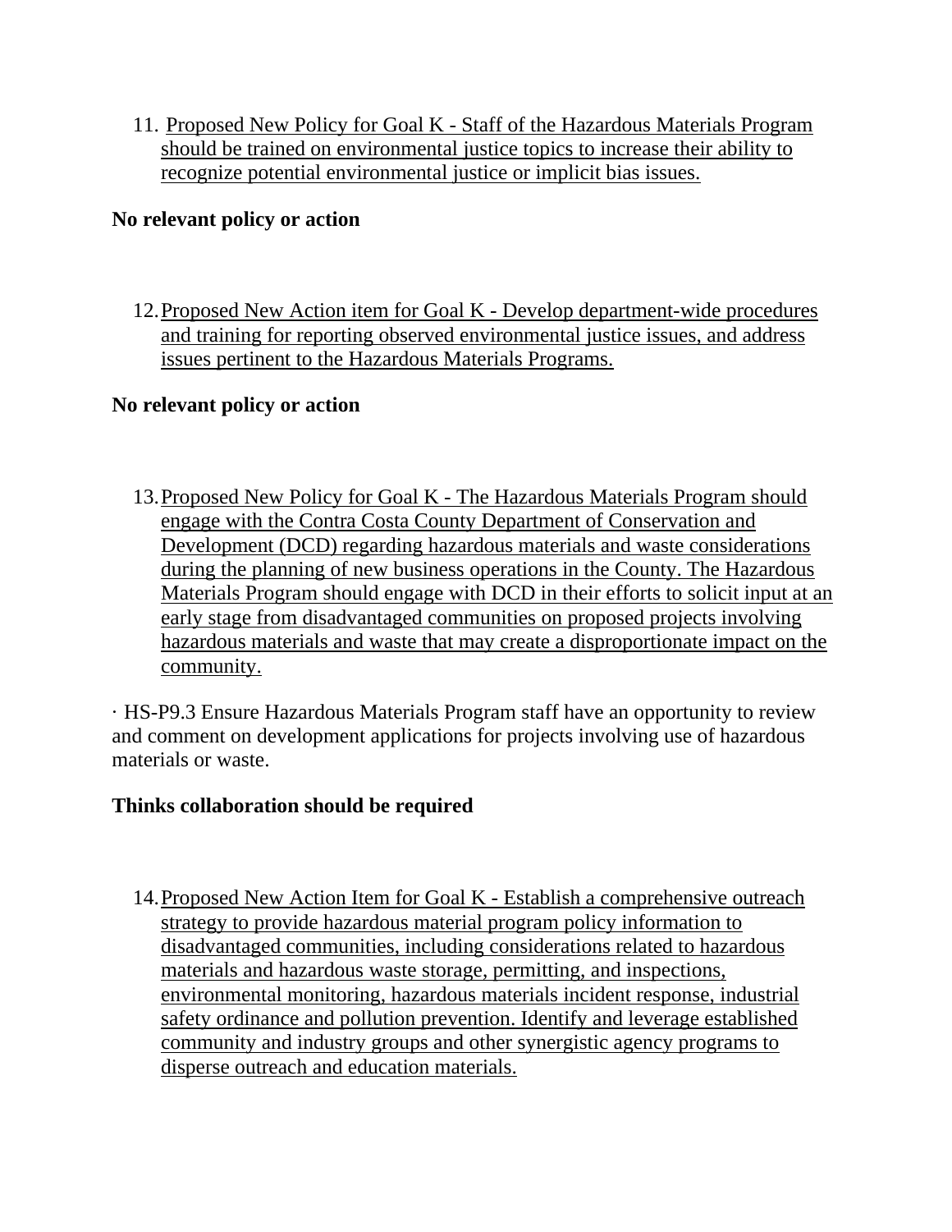11. <u>Proposed New Policy for Goal K - Staff of the Hazardous Materials Program should be trained on environmental justice topics to increase their ability to recognize potential environmental justice or implicit bias issues.</u>

**No relevant policy or action**

12. <u>Proposed New Action item for Goal K - Develop department-wide procedures and training for reporting observed environmental justice issues, and address issues pertinent to the Hazardous Materials Programs.</u>

**No relevant policy or action**

13. <u>Proposed New Policy for Goal K - The Hazardous Materials Program should engage with the Contra Costa County Department of Conservation and Development (DCD) regarding hazardous materials and waste considerations during the planning of new business operations in the County. The Hazardous Materials Program should engage with DCD in their efforts to solicit input at an early stage from disadvantaged communities on proposed projects involving hazardous materials and waste that may create a disproportionate impact on the community.</u>

· HS-P9.3 Ensure Hazardous Materials Program staff have an opportunity to review and comment on development applications for projects involving use of hazardous materials or waste.

**Thinks collaboration should be required**

14. <u>Proposed New Action Item for Goal K - Establish a comprehensive outreach strategy to provide hazardous material program policy information to disadvantaged communities, including considerations related to hazardous materials and hazardous waste storage, permitting, and inspections, environmental monitoring, hazardous materials incident response, industrial safety ordinance and pollution prevention. Identify and leverage established community and industry groups and other synergistic agency programs to disperse outreach and education materials.</u>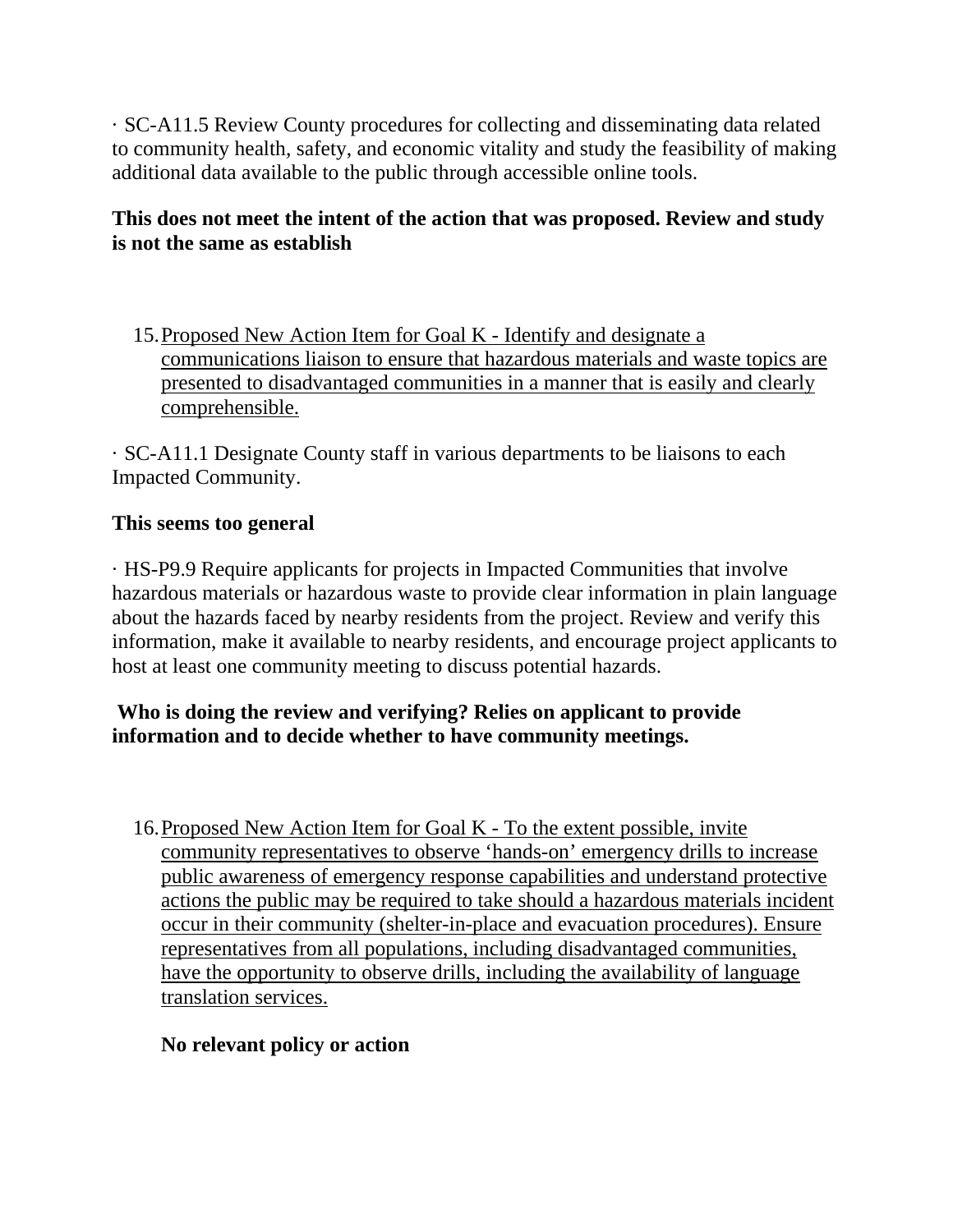· SC-A11.5 Review County procedures for collecting and disseminating data related to community health, safety, and economic vitality and study the feasibility of making additional data available to the public through accessible online tools.

**This does not meet the intent of the action that was proposed. Review and study is not the same as establish**

15. <u>Proposed New Action Item for Goal K - Identify and designate a communications liaison to ensure that hazardous materials and waste topics are presented to disadvantaged communities in a manner that is easily and clearly comprehensible.</u>

· SC-A11.1 Designate County staff in various departments to be liaisons to each Impacted Community.

**This seems too general**

· HS-P9.9 Require applicants for projects in Impacted Communities that involve hazardous materials or hazardous waste to provide clear information in plain language about the hazards faced by nearby residents from the project. Review and verify this information, make it available to nearby residents, and encourage project applicants to host at least one community meeting to discuss potential hazards.

**Who is doing the review and verifying? Relies on applicant to provide information and to decide whether to have community meetings.**

16. <u>Proposed New Action Item for Goal K - To the extent possible, invite community representatives to observe 'hands-on' emergency drills to increase public awareness of emergency response capabilities and understand protective actions the public may be required to take should a hazardous materials incident occur in their community (shelter-in-place and evacuation procedures). Ensure representatives from all populations, including disadvantaged communities, have the opportunity to observe drills, including the availability of language translation services.</u>

    **No relevant policy or action**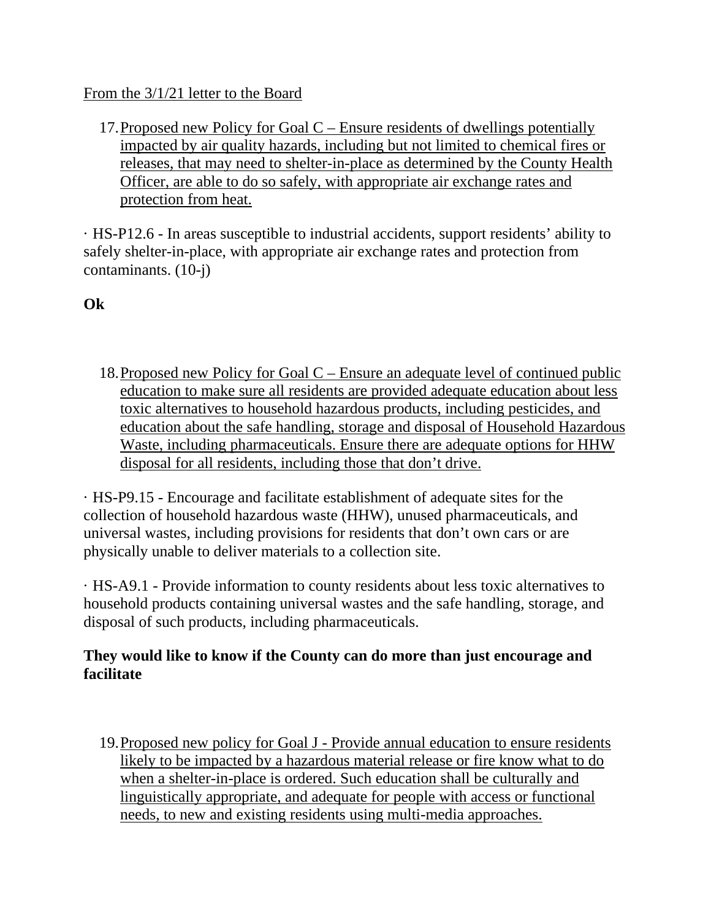<u>From the 3/1/21 letter to the Board</u>

17. <u>Proposed new Policy for Goal C – Ensure residents of dwellings potentially impacted by air quality hazards, including but not limited to chemical fires or releases, that may need to shelter-in-place as determined by the County Health Officer, are able to do so safely, with appropriate air exchange rates and protection from heat.</u>

· HS-P12.6 - In areas susceptible to industrial accidents, support residents' ability to safely shelter-in-place, with appropriate air exchange rates and protection from contaminants. (10-j)

**Ok**

18. <u>Proposed new Policy for Goal C – Ensure an adequate level of continued public education to make sure all residents are provided adequate education about less toxic alternatives to household hazardous products, including pesticides, and education about the safe handling, storage and disposal of Household Hazardous Waste, including pharmaceuticals. Ensure there are adequate options for HHW disposal for all residents, including those that don't drive.</u>

· HS-P9.15 - Encourage and facilitate establishment of adequate sites for the collection of household hazardous waste (HHW), unused pharmaceuticals, and universal wastes, including provisions for residents that don't own cars or are physically unable to deliver materials to a collection site.

· HS-A9.1 - Provide information to county residents about less toxic alternatives to household products containing universal wastes and the safe handling, storage, and disposal of such products, including pharmaceuticals.

**They would like to know if the County can do more than just encourage and facilitate**

19. <u>Proposed new policy for Goal J - Provide annual education to ensure residents likely to be impacted by a hazardous material release or fire know what to do when a shelter-in-place is ordered. Such education shall be culturally and linguistically appropriate, and adequate for people with access or functional needs, to new and existing residents using multi-media approaches.</u>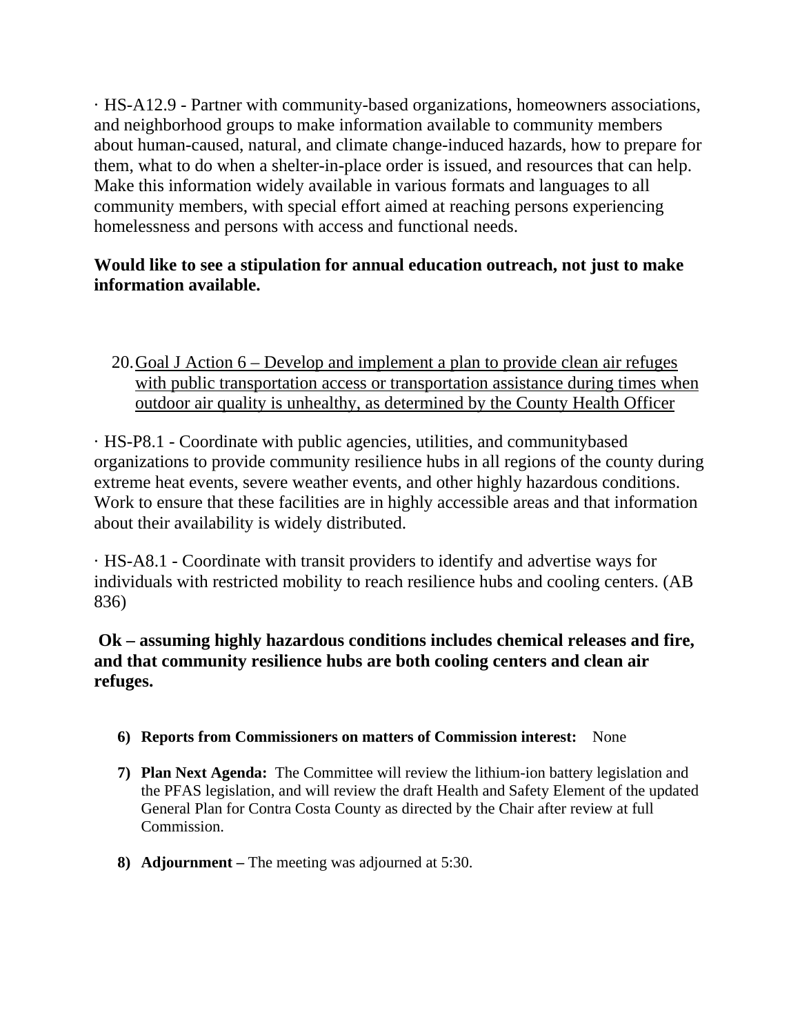· HS-A12.9 - Partner with community-based organizations, homeowners associations, and neighborhood groups to make information available to community members about human-caused, natural, and climate change-induced hazards, how to prepare for them, what to do when a shelter-in-place order is issued, and resources that can help. Make this information widely available in various formats and languages to all community members, with special effort aimed at reaching persons experiencing homelessness and persons with access and functional needs.

**Would like to see a stipulation for annual education outreach, not just to make information available.**

20. Goal J Action 6 – Develop and implement a plan to provide clean air refuges with public transportation access or transportation assistance during times when outdoor air quality is unhealthy, as determined by the County Health Officer

· HS-P8.1 - Coordinate with public agencies, utilities, and communitybased organizations to provide community resilience hubs in all regions of the county during extreme heat events, severe weather events, and other highly hazardous conditions. Work to ensure that these facilities are in highly accessible areas and that information about their availability is widely distributed.

· HS-A8.1 - Coordinate with transit providers to identify and advertise ways for individuals with restricted mobility to reach resilience hubs and cooling centers. (AB 836)

**Ok – assuming highly hazardous conditions includes chemical releases and fire, and that community resilience hubs are both cooling centers and clean air refuges.**

6) **Reports from Commissioners on matters of Commission interest:** None

7) **Plan Next Agenda:** The Committee will review the lithium-ion battery legislation and the PFAS legislation, and will review the draft Health and Safety Element of the updated General Plan for Contra Costa County as directed by the Chair after review at full Commission.

8) **Adjournment –** The meeting was adjourned at 5:30.